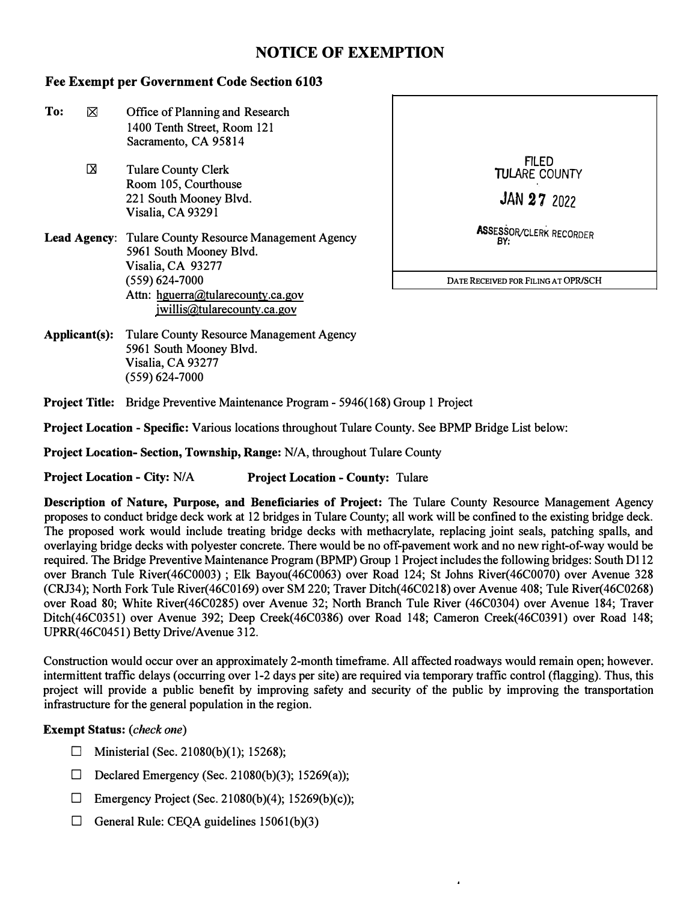# NOTICE OF EXEMPTION

**Fee Exempt per Government Code Section 6103**

**To:** ☒ Office of Planning and Research
1400 Tenth Street, Room 121
Sacramento, CA 95814

☒ Tulare County Clerk
Room 105, Courthouse
221 South Mooney Blvd.
Visalia, CA 93291

FILED
TULARE COUNTY
JAN 27 2022
ASSESSOR/CLERK RECORDER
BY:

DATE RECEIVED FOR FILING AT OPR/SCH

**Lead Agency:** Tulare County Resource Management Agency
5961 South Mooney Blvd.
Visalia, CA 93277
(559) 624-7000
Attn: hguerra@tularecounty.ca.gov
jwillis@tularecounty.ca.gov

**Applicant(s):** Tulare County Resource Management Agency
5961 South Mooney Blvd.
Visalia, CA 93277
(559) 624-7000

**Project Title:** Bridge Preventive Maintenance Program - 5946(168) Group 1 Project

**Project Location - Specific:** Various locations throughout Tulare County. See BPMP Bridge List below:

**Project Location- Section, Township, Range:** N/A, throughout Tulare County

**Project Location - City:** N/A **Project Location - County:** Tulare

**Description of Nature, Purpose, and Beneficiaries of Project:** The Tulare County Resource Management Agency proposes to conduct bridge deck work at 12 bridges in Tulare County; all work will be confined to the existing bridge deck. The proposed work would include treating bridge decks with methacrylate, replacing joint seals, patching spalls, and overlaying bridge decks with polyester concrete. There would be no off-pavement work and no new right-of-way would be required. The Bridge Preventive Maintenance Program (BPMP) Group 1 Project includes the following bridges: South D112 over Branch Tule River(46C0003) ; Elk Bayou(46C0063) over Road 124; St Johns River(46C0070) over Avenue 328 (CRJ34); North Fork Tule River(46C0169) over SM 220; Traver Ditch(46C0218) over Avenue 408; Tule River(46C0268) over Road 80; White River(46C0285) over Avenue 32; North Branch Tule River (46C0304) over Avenue 184; Traver Ditch(46C0351) over Avenue 392; Deep Creek(46C0386) over Road 148; Cameron Creek(46C0391) over Road 148; UPRR(46C0451) Betty Drive/Avenue 312.

Construction would occur over an approximately 2-month timeframe. All affected roadways would remain open; however. intermittent traffic delays (occurring over 1-2 days per site) are required via temporary traffic control (flagging). Thus, this project will provide a public benefit by improving safety and security of the public by improving the transportation infrastructure for the general population in the region.

**Exempt Status:** *(check one)*

- ☐ Ministerial (Sec. 21080(b)(1); 15268);
- ☐ Declared Emergency (Sec. 21080(b)(3); 15269(a));
- ☐ Emergency Project (Sec. 21080(b)(4); 15269(b)(c));
- ☐ General Rule: CEQA guidelines 15061(b)(3)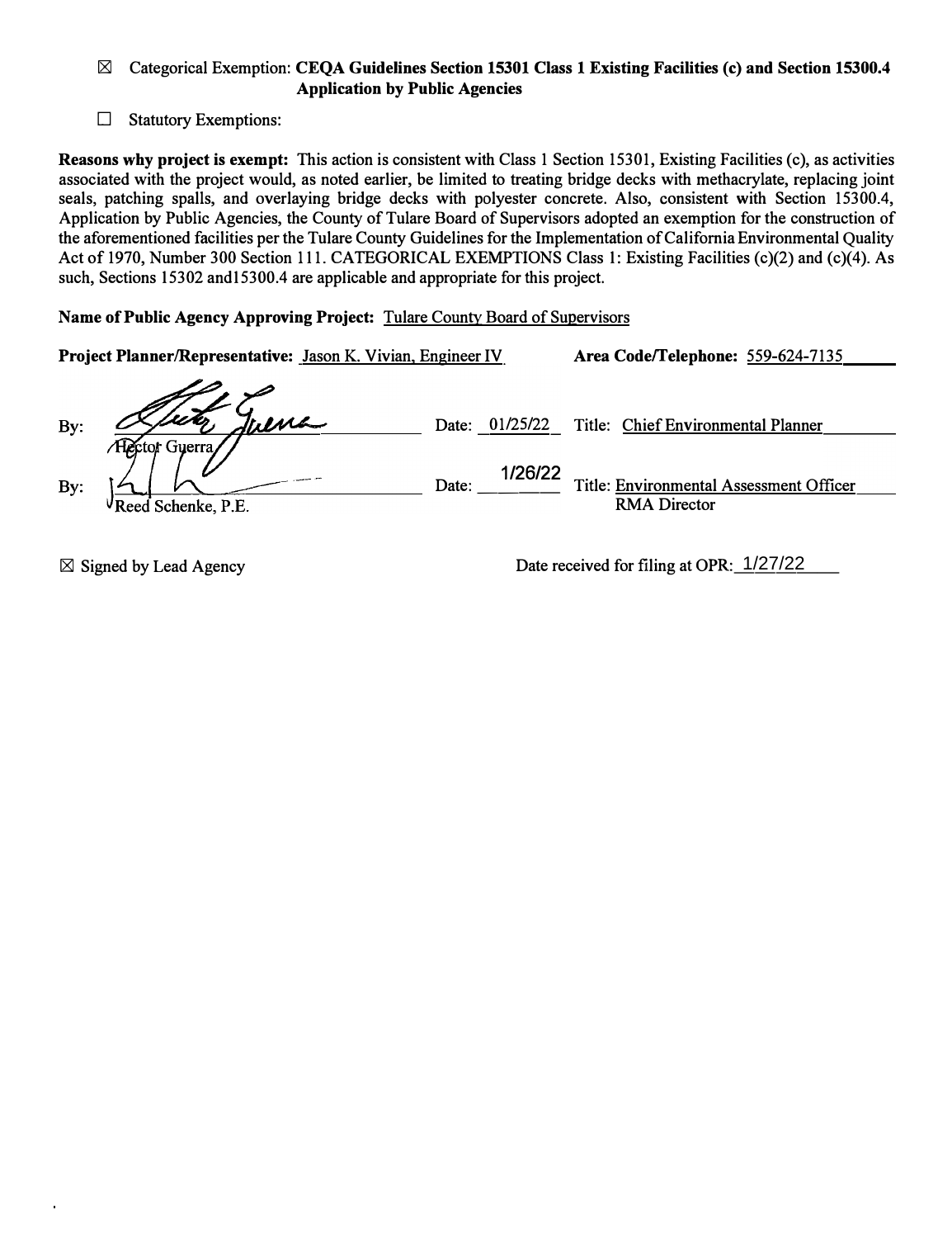☒ Categorical Exemption: **CEQA Guidelines Section 15301 Class 1 Existing Facilities (c) and Section 15300.4 Application by Public Agencies**

☐ Statutory Exemptions:

**Reasons why project is exempt:** This action is consistent with Class 1 Section 15301, Existing Facilities (c), as activities associated with the project would, as noted earlier, be limited to treating bridge decks with methacrylate, replacing joint seals, patching spalls, and overlaying bridge decks with polyester concrete. Also, consistent with Section 15300.4, Application by Public Agencies, the County of Tulare Board of Supervisors adopted an exemption for the construction of the aforementioned facilities per the Tulare County Guidelines for the Implementation of California Environmental Quality Act of 1970, Number 300 Section 111. CATEGORICAL EXEMPTIONS Class 1: Existing Facilities (c)(2) and (c)(4). As such, Sections 15302 and15300.4 are applicable and appropriate for this project.

**Name of Public Agency Approving Project:** Tulare County Board of Supervisors

**Project Planner/Representative:** Jason K. Vivian, Engineer IV **Area Code/Telephone:** 559-624-7135

By: Hector Guerra Date: 01/25/22 Title: Chief Environmental Planner

By: Reed Schenke, P.E. Date: 1/26/22 Title: Environmental Assessment Officer RMA Director

☒ Signed by Lead Agency

Date received for filing at OPR: 1/27/22